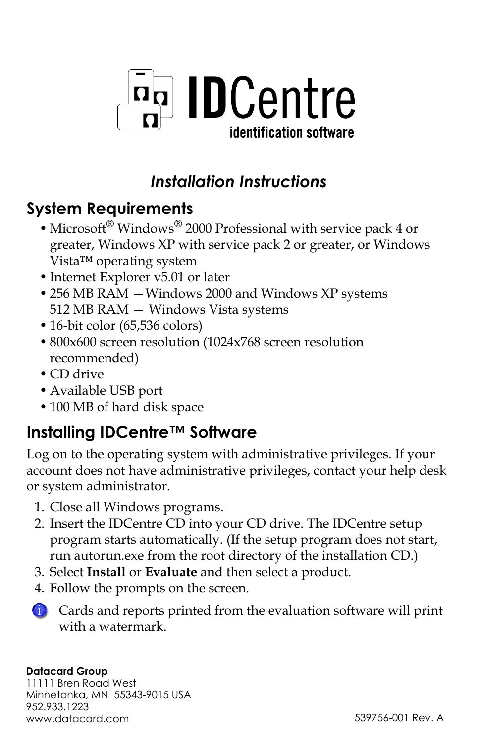# IDCentre

identification software

## *Installation Instructions*

## System Requirements

- Microsoft® Windows® 2000 Professional with service pack 4 or greater, Windows XP with service pack 2 or greater, or Windows Vista™ operating system
- Internet Explorer v5.01 or later
- 256 MB RAM — Windows 2000 and Windows XP systems
  512 MB RAM — Windows Vista systems
- 16-bit color (65,536 colors)
- 800x600 screen resolution (1024x768 screen resolution recommended)
- CD drive
- Available USB port
- 100 MB of hard disk space

## Installing IDCentre™ Software

Log on to the operating system with administrative privileges. If your account does not have administrative privileges, contact your help desk or system administrator.

1. Close all Windows programs.
2. Insert the IDCentre CD into your CD drive. The IDCentre setup program starts automatically. (If the setup program does not start, run autorun.exe from the root directory of the installation CD.)
3. Select **Install** or **Evaluate** and then select a product.
4. Follow the prompts on the screen.

Cards and reports printed from the evaluation software will print with a watermark.

**Datacard Group**
11111 Bren Road West
Minnetonka, MN 55343-9015 USA
952.933.1223
www.datacard.com

539756-001 Rev. A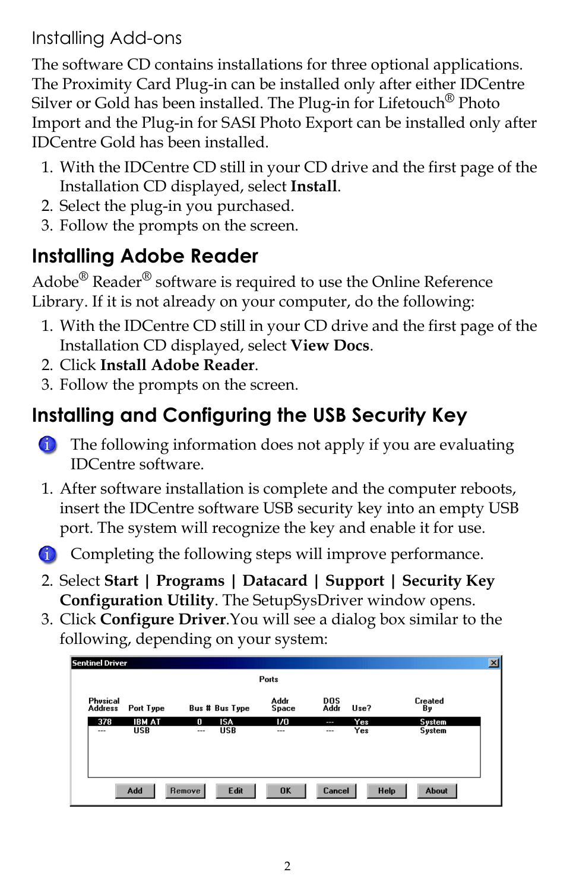### Installing Add-ons

The software CD contains installations for three optional applications. The Proximity Card Plug-in can be installed only after either IDCentre Silver or Gold has been installed. The Plug-in for Lifetouch® Photo Import and the Plug-in for SASI Photo Export can be installed only after IDCentre Gold has been installed.

1. With the IDCentre CD still in your CD drive and the first page of the Installation CD displayed, select **Install**.
2. Select the plug-in you purchased.
3. Follow the prompts on the screen.

## Installing Adobe Reader

Adobe® Reader® software is required to use the Online Reference Library. If it is not already on your computer, do the following:

1. With the IDCentre CD still in your CD drive and the first page of the Installation CD displayed, select **View Docs**.
2. Click **Install Adobe Reader**.
3. Follow the prompts on the screen.

## Installing and Configuring the USB Security Key

The following information does not apply if you are evaluating IDCentre software.

1. After software installation is complete and the computer reboots, insert the IDCentre software USB security key into an empty USB port. The system will recognize the key and enable it for use.

Completing the following steps will improve performance.

2. Select **Start | Programs | Datacard | Support | Security Key Configuration Utility**. The SetupSysDriver window opens.
3. Click **Configure Driver**.You will see a dialog box similar to the following, depending on your system:

**Sentinel Driver**

Ports

| Physical Address | Port Type | Bus # | Bus Type | Addr Space | DOS Addr | Use? | Created By |
|---|---|---|---|---|---|---|---|
| 378 | IBM AT | 0 | ISA | I/O | --- | Yes | System |
| --- | USB | --- | USB | --- | --- | Yes | System |

Add | Remove | Edit | OK | Cancel | Help | About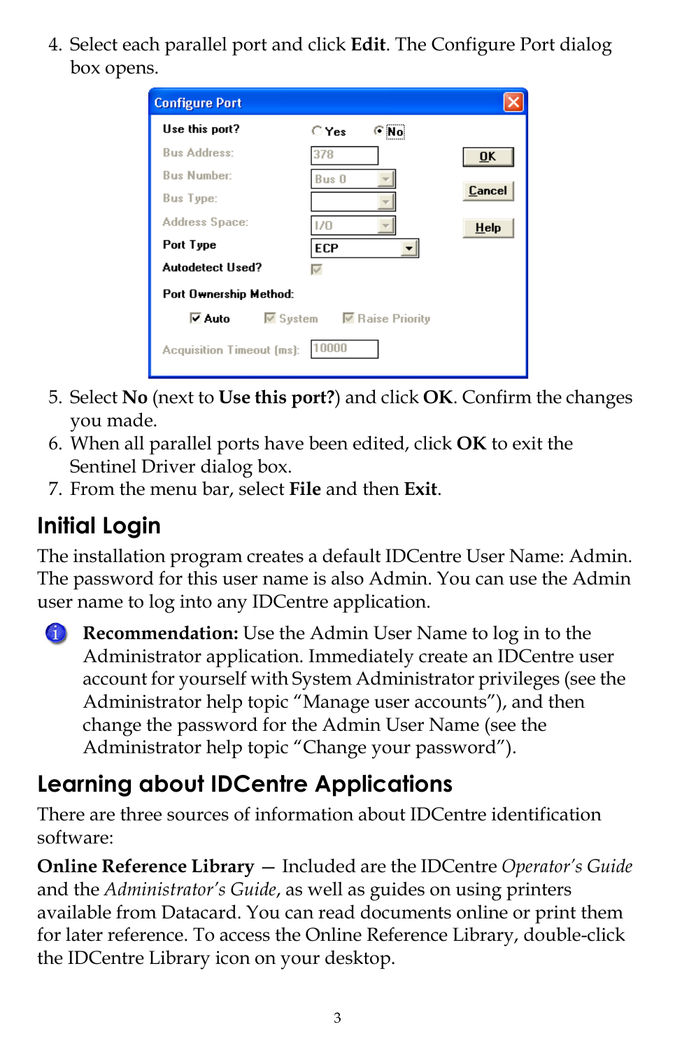4. Select each parallel port and click **Edit**. The Configure Port dialog box opens.

5. Select **No** (next to **Use this port?**) and click **OK**. Confirm the changes you made.
6. When all parallel ports have been edited, click **OK** to exit the Sentinel Driver dialog box.
7. From the menu bar, select **File** and then **Exit**.

## Initial Login

The installation program creates a default IDCentre User Name: Admin. The password for this user name is also Admin. You can use the Admin user name to log into any IDCentre application.

**Recommendation:** Use the Admin User Name to log in to the Administrator application. Immediately create an IDCentre user account for yourself with System Administrator privileges (see the Administrator help topic “Manage user accounts”), and then change the password for the Admin User Name (see the Administrator help topic “Change your password”).

## Learning about IDCentre Applications

There are three sources of information about IDCentre identification software:

**Online Reference Library** — Included are the IDCentre *Operator’s Guide* and the *Administrator’s Guide*, as well as guides on using printers available from Datacard. You can read documents online or print them for later reference. To access the Online Reference Library, double-click the IDCentre Library icon on your desktop.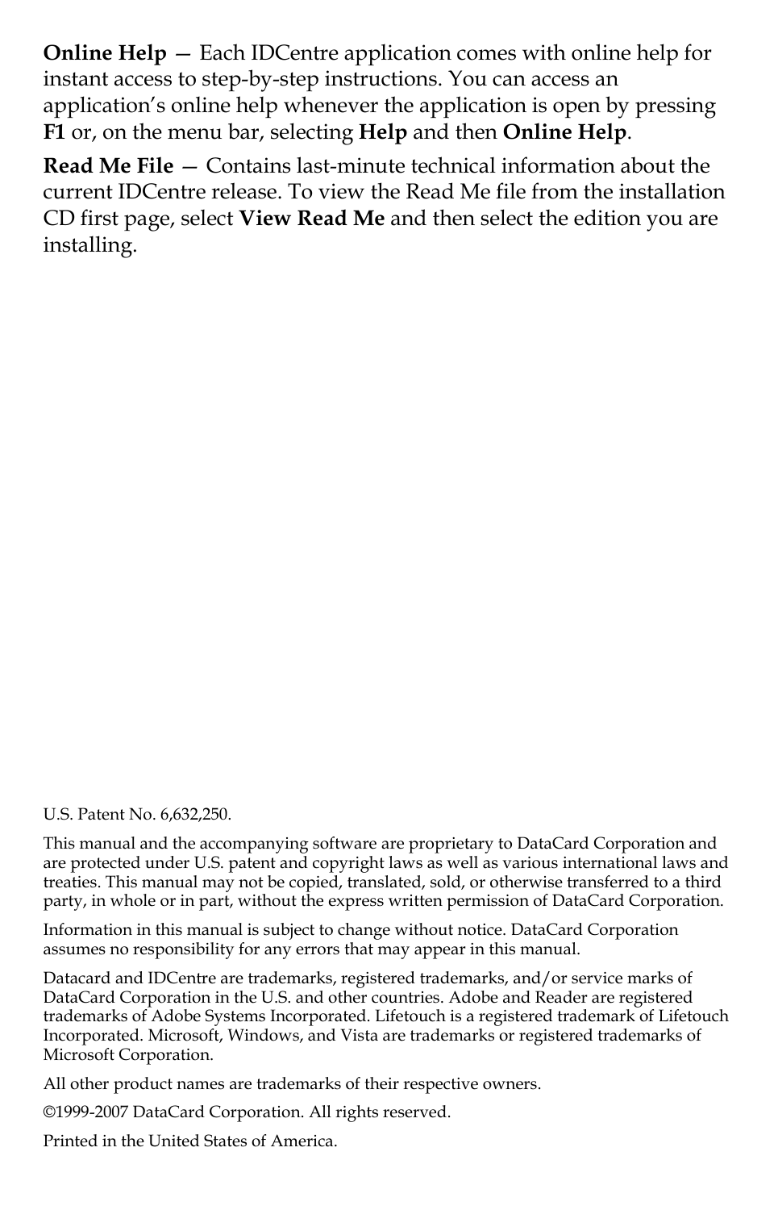**Online Help** — Each IDCentre application comes with online help for instant access to step-by-step instructions. You can access an application's online help whenever the application is open by pressing **F1** or, on the menu bar, selecting **Help** and then **Online Help**.

**Read Me File** — Contains last-minute technical information about the current IDCentre release. To view the Read Me file from the installation CD first page, select **View Read Me** and then select the edition you are installing.

U.S. Patent No. 6,632,250.

This manual and the accompanying software are proprietary to DataCard Corporation and are protected under U.S. patent and copyright laws as well as various international laws and treaties. This manual may not be copied, translated, sold, or otherwise transferred to a third party, in whole or in part, without the express written permission of DataCard Corporation.

Information in this manual is subject to change without notice. DataCard Corporation assumes no responsibility for any errors that may appear in this manual.

Datacard and IDCentre are trademarks, registered trademarks, and/or service marks of DataCard Corporation in the U.S. and other countries. Adobe and Reader are registered trademarks of Adobe Systems Incorporated. Lifetouch is a registered trademark of Lifetouch Incorporated. Microsoft, Windows, and Vista are trademarks or registered trademarks of Microsoft Corporation.

All other product names are trademarks of their respective owners.

©1999-2007 DataCard Corporation. All rights reserved.

Printed in the United States of America.